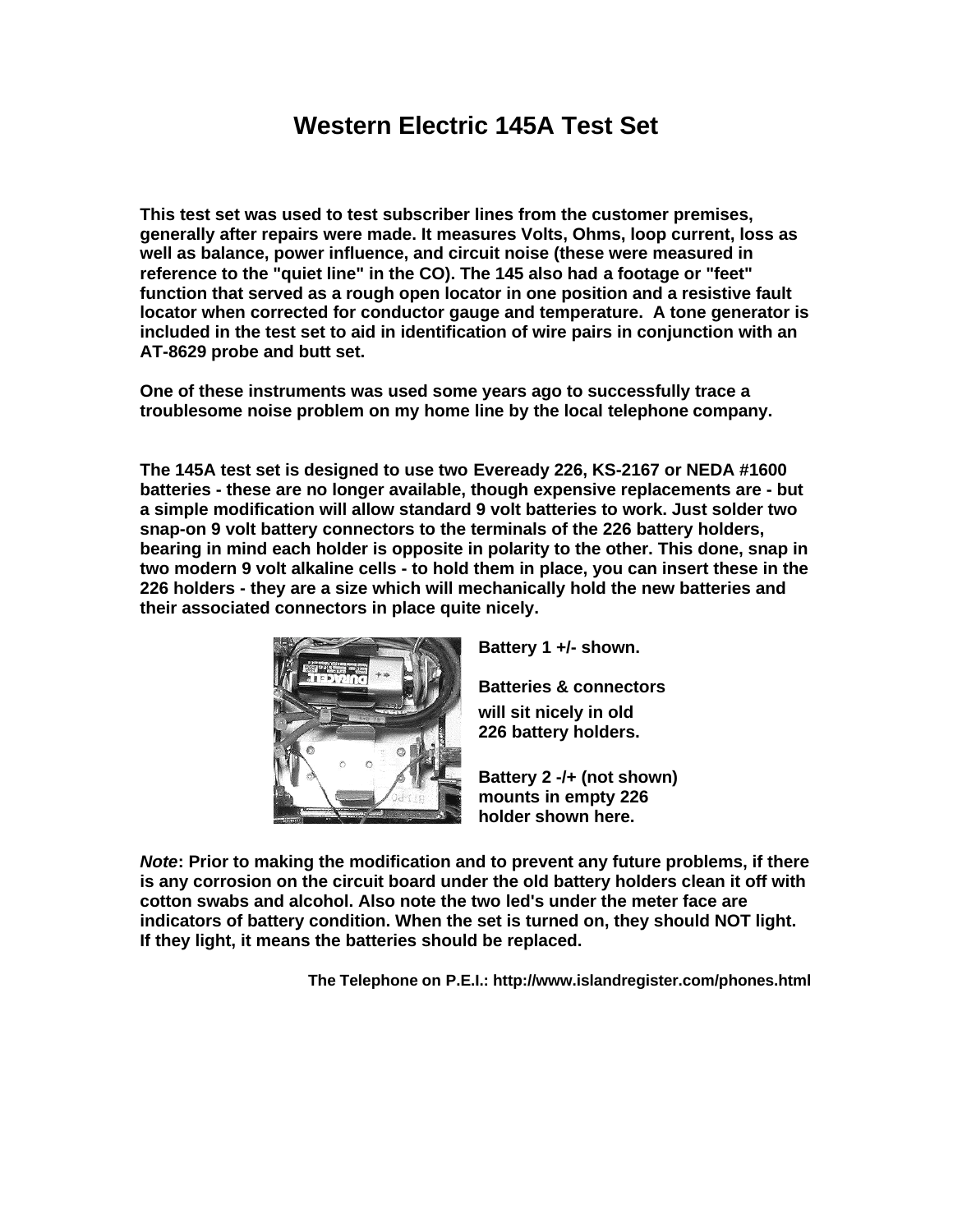# Western Electric 145A Test Set

**This test set was used to test subscriber lines from the customer premises, generally after repairs were made. It measures Volts, Ohms, loop current, loss as well as balance, power influence, and circuit noise (these were measured in reference to the "quiet line" in the CO). The 145 also had a footage or "feet" function that served as a rough open locator in one position and a resistive fault locator when corrected for conductor gauge and temperature. A tone generator is included in the test set to aid in identification of wire pairs in conjunction with an AT-8629 probe and butt set.**

**One of these instruments was used some years ago to successfully trace a troublesome noise problem on my home line by the local telephone company.**

**The 145A test set is designed to use two Eveready 226, KS-2167 or NEDA #1600 batteries - these are no longer available, though expensive replacements are - but a simple modification will allow standard 9 volt batteries to work. Just solder two snap-on 9 volt battery connectors to the terminals of the 226 battery holders, bearing in mind each holder is opposite in polarity to the other. This done, snap in two modern 9 volt alkaline cells - to hold them in place, you can insert these in the 226 holders - they are a size which will mechanically hold the new batteries and their associated connectors in place quite nicely.**

**Battery 1 +/- shown.**

**Batteries & connectors will sit nicely in old 226 battery holders.**

**Battery 2 -/+ (not shown) mounts in empty 226 holder shown here.**

***Note*: Prior to making the modification and to prevent any future problems, if there is any corrosion on the circuit board under the old battery holders clean it off with cotton swabs and alcohol. Also note the two led's under the meter face are indicators of battery condition. When the set is turned on, they should NOT light. If they light, it means the batteries should be replaced.**

**The Telephone on P.E.I.: http://www.islandregister.com/phones.html**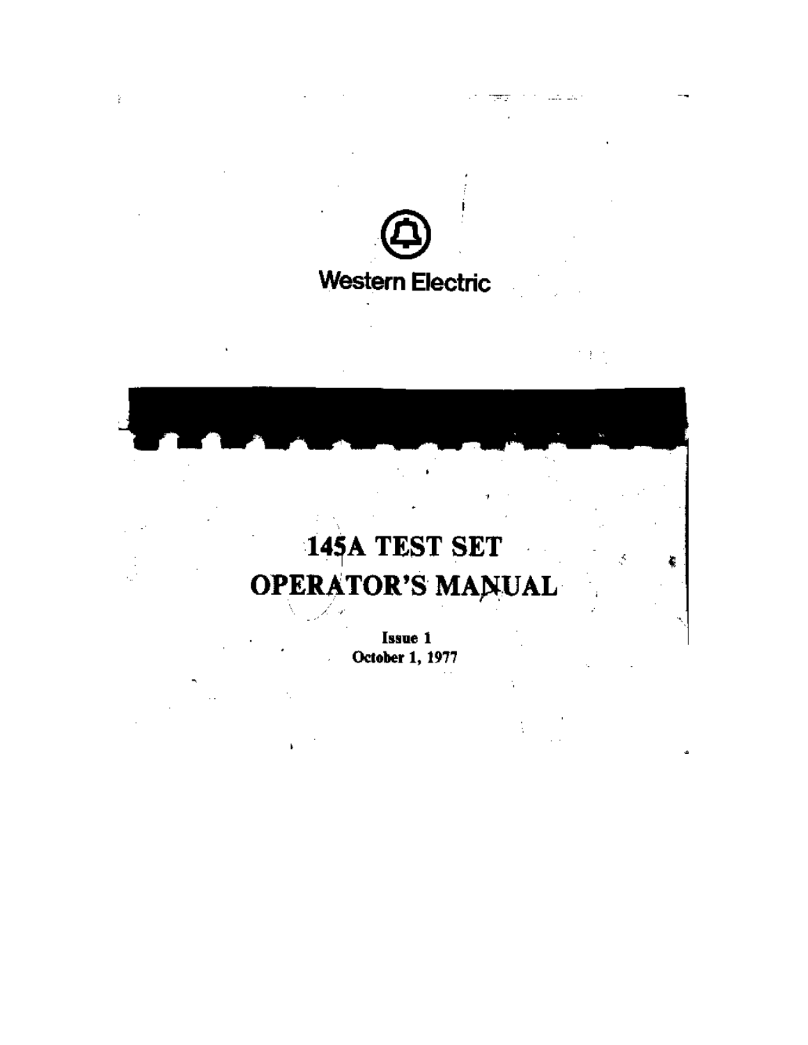Western Electric

# 145A TEST SET OPERATOR'S MANUAL

**Issue 1**
**October 1, 1977**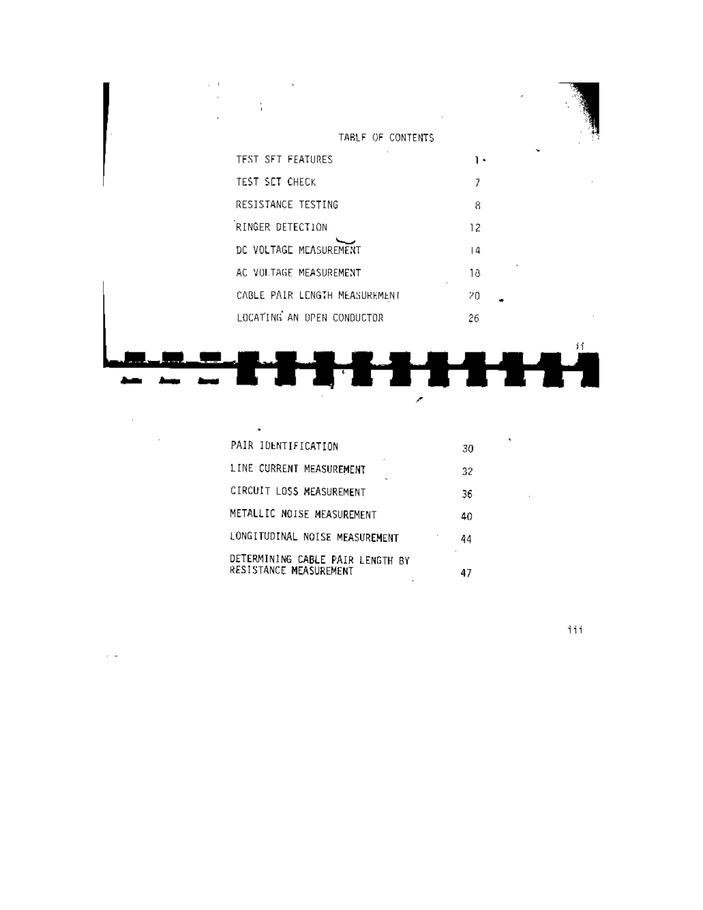# TABLE OF CONTENTS

| | |
|---|---|
| TEST SET FEATURES | 1 |
| TEST SET CHECK | 7 |
| RESISTANCE TESTING | 8 |
| RINGER DETECTION | 12 |
| DC VOLTAGE MEASUREMENT | 14 |
| AC VOLTAGE MEASUREMENT | 18 |
| CABLE PAIR LENGTH MEASUREMENT | 20 |
| LOCATING AN OPEN CONDUCTOR | 26 |
| PAIR IDENTIFICATION | 30 |
| LINE CURRENT MEASUREMENT | 32 |
| CIRCUIT LOSS MEASUREMENT | 36 |
| METALLIC NOISE MEASUREMENT | 40 |
| LONGITUDINAL NOISE MEASUREMENT | 44 |
| DETERMINING CABLE PAIR LENGTH BY RESISTANCE MEASUREMENT | 47 |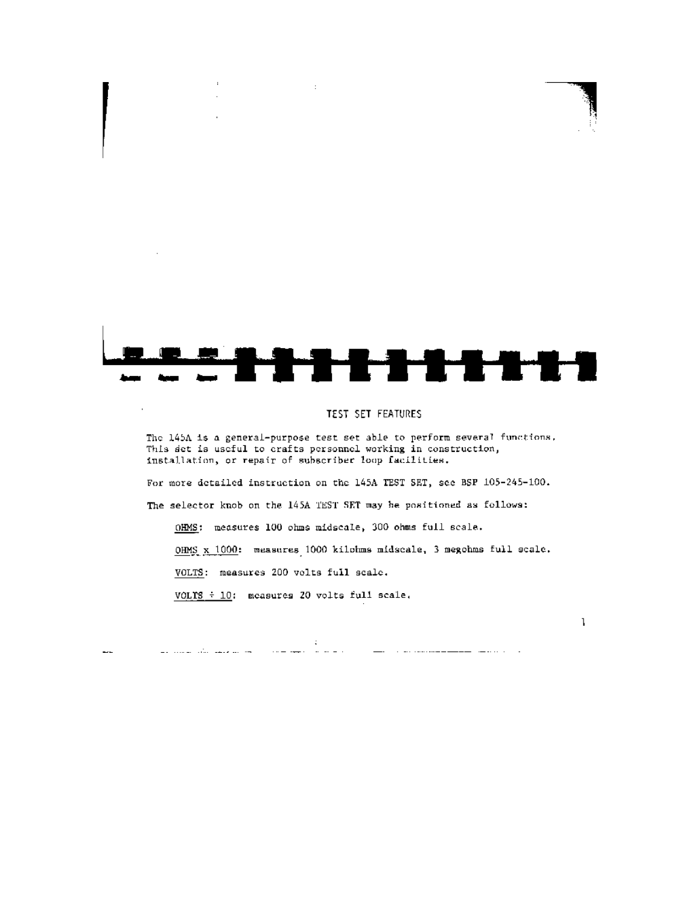## TEST SET FEATURES

The 145A is a general-purpose test set able to perform several functions. This set is useful to crafts personnel working in construction, installation, or repair of subscriber loop facilities.

For more detailed instruction on the 145A TEST SET, see BSP 105-245-100.

The selector knob on the 145A TEST SET may be positioned as follows:

<u>OHMS</u>: measures 100 ohms midscale, 300 ohms full scale.

<u>OHMS x 1000</u>: measures 1000 kilohms midscale, 3 megohms full scale.

<u>VOLTS</u>: measures 200 volts full scale.

<u>VOLTS ÷ 10</u>: measures 20 volts full scale.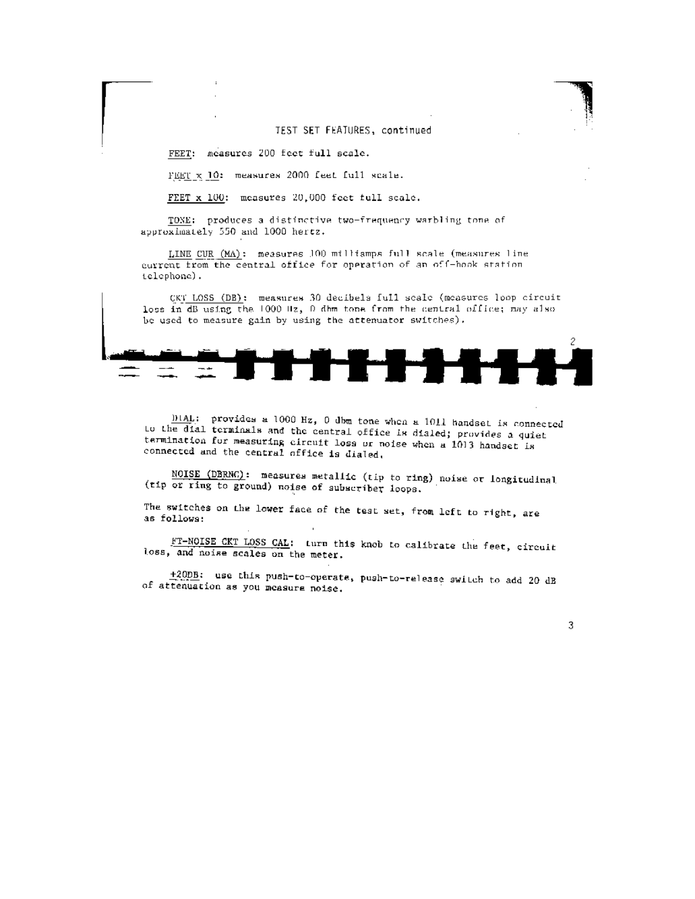TEST SET FEATURES, continued

FEET: measures 200 feet full scale.

FEET x 10: measures 2000 feet full scale.

FEET x 100: measures 20,000 feet full scale.

TONE: produces a distinctive two-frequency warbling tone of approximately 550 and 1000 hertz.

LINE CUR (MA): measures 100 milliamps full scale (measures line current from the central office for operation of an off-hook station telephone).

CKT LOSS (DB): measures 30 decibels full scale (measures loop circuit loss in dB using the 1000 Hz, 0 dbm tone from the central office; may also be used to measure gain by using the attenuator switches).

DIAL: provides a 1000 Hz, 0 dbm tone when a 1011 handset is connected to the dial terminals and the central office is dialed; provides a quiet termination for measuring circuit loss or noise when a 1013 handset is connected and the central office is dialed.

NOISE (DBRNC): measures metallic (tip to ring) noise or longitudinal (tip or ring to ground) noise of subscriber loops.

The switches on the lower face of the test set, from left to right, are as follows:

FT-NOISE CKT LOSS CAL: turn this knob to calibrate the feet, circuit loss, and noise scales on the meter.

+20DB: use this push-to-operate, push-to-release switch to add 20 dB of attenuation as you measure noise.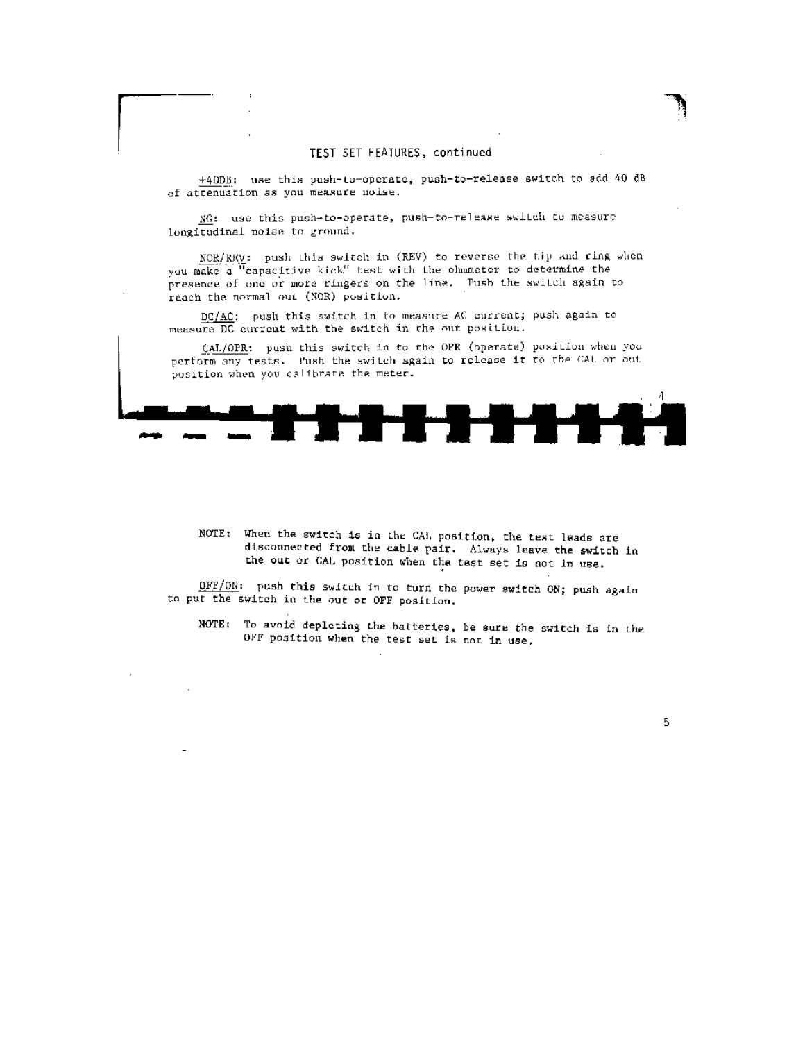## TEST SET FEATURES, continued

+40DB: use this push-to-operate, push-to-release switch to add 40 dB of attenuation as you measure noise.

NG: use this push-to-operate, push-to-release switch to measure longitudinal noise to ground.

NOR/REV: push this switch in (REV) to reverse the tip and ring when you make a "capacitive kick" test with the ohmmeter to determine the presence of one or more ringers on the line. Push the switch again to reach the normal out (NOR) position.

DC/AC: push this switch in to measure AC current; push again to measure DC current with the switch in the out position.

CAL/OPR: push this switch in to the OPR (operate) position when you perform any tests. Push the switch again to release it to the CAL or out position when you calibrate the meter.

NOTE: When the switch is in the CAL position, the test leads are disconnected from the cable pair. Always leave the switch in the out or CAL position when the test set is not in use.

OFF/ON: push this switch in to turn the power switch ON; push again to put the switch in the out or OFF position.

NOTE: To avoid depleting the batteries, be sure the switch is in the OFF position when the test set is not in use.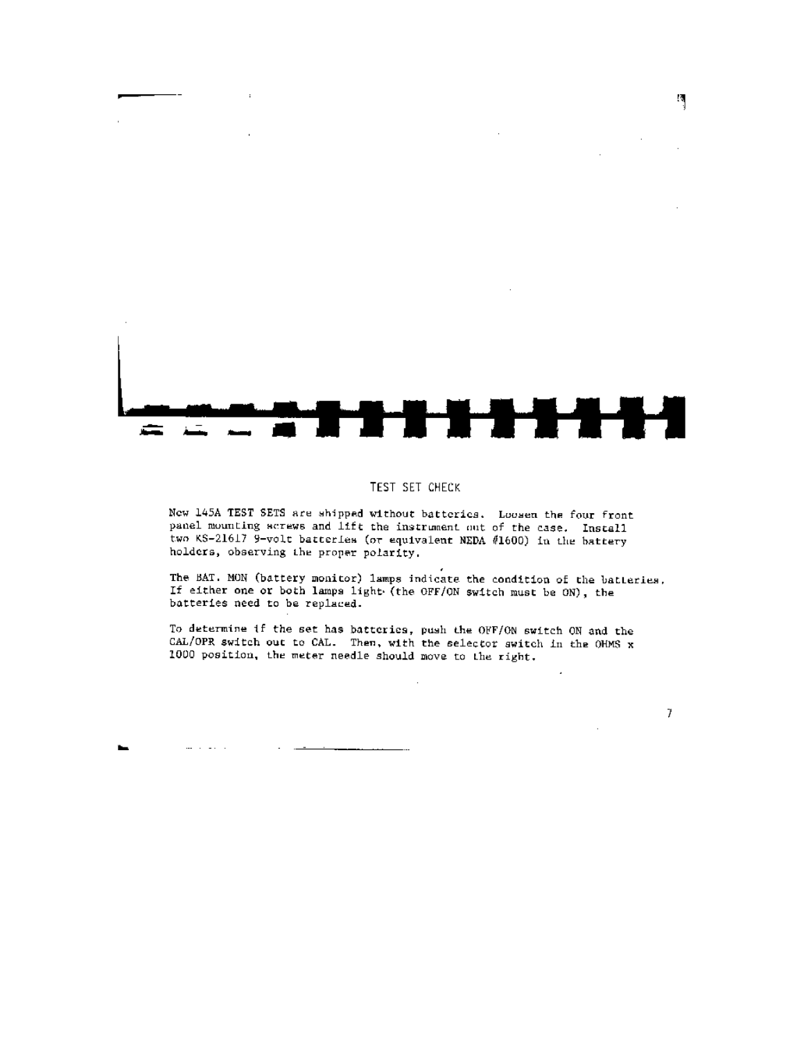## TEST SET CHECK

New 145A TEST SETS are shipped without batteries. Loosen the four front panel mounting screws and lift the instrument out of the case. Install two KS-21617 9-volt batteries (or equivalent NEDA #1600) in the battery holders, observing the proper polarity.

The BAT. MON (battery monitor) lamps indicate the condition of the batteries. If either one or both lamps light (the OFF/ON switch must be ON), the batteries need to be replaced.

To determine if the set has batteries, push the OFF/ON switch ON and the CAL/OPR switch out to CAL. Then, with the selector switch in the OHMS x 1000 position, the meter needle should move to the right.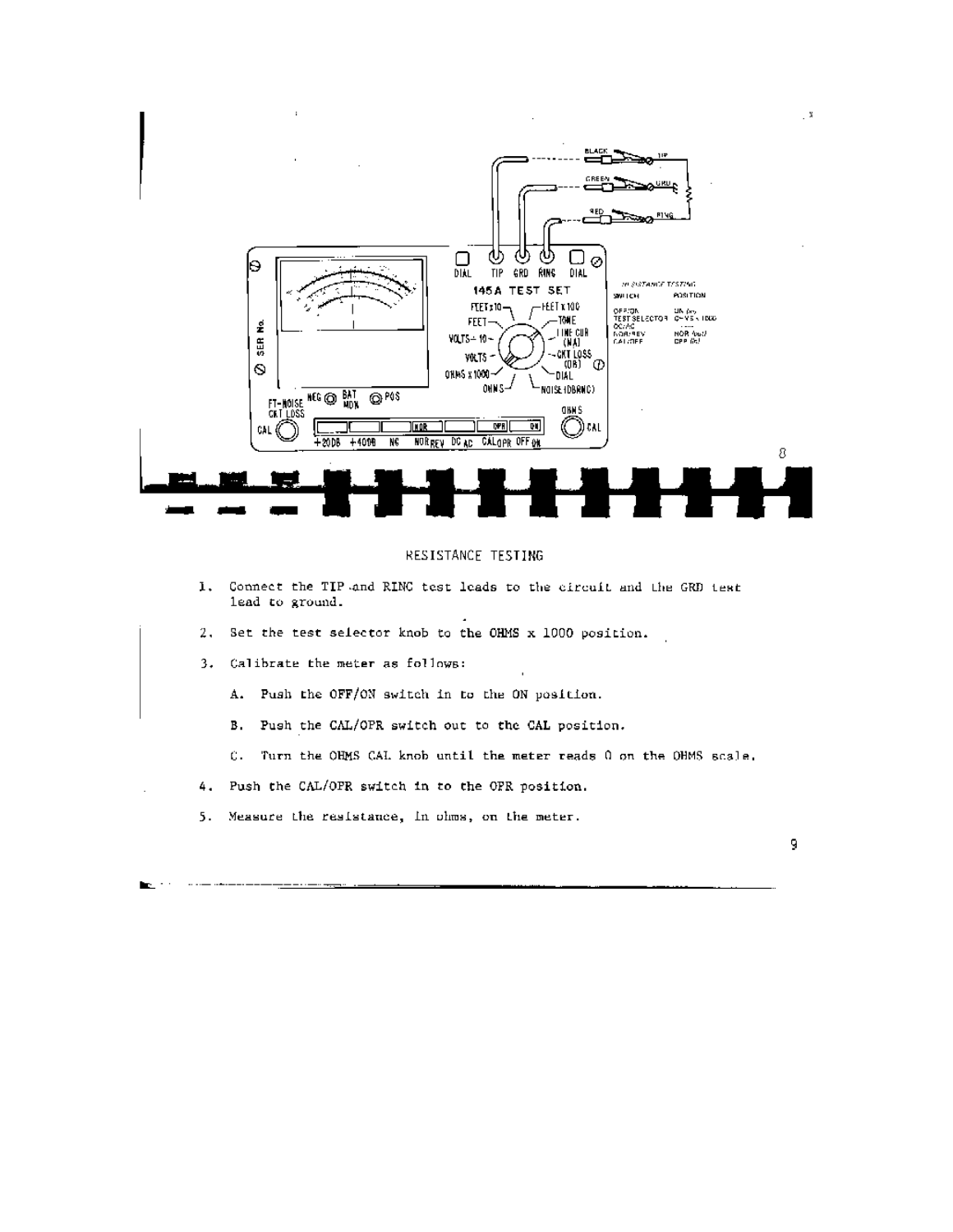## RESISTANCE TESTING

1. Connect the TIP and RING test leads to the circuit and the GRD test lead to ground.

2. Set the test selector knob to the OHMS x 1000 position.

3. Calibrate the meter as follows:

   A. Push the OFF/ON switch in to the ON position.

   B. Push the CAL/OPR switch out to the CAL position.

   C. Turn the OHMS CAL knob until the meter reads 0 on the OHMS scale.

4. Push the CAL/OPR switch in to the OPR position.

5. Measure the resistance, in ohms, on the meter.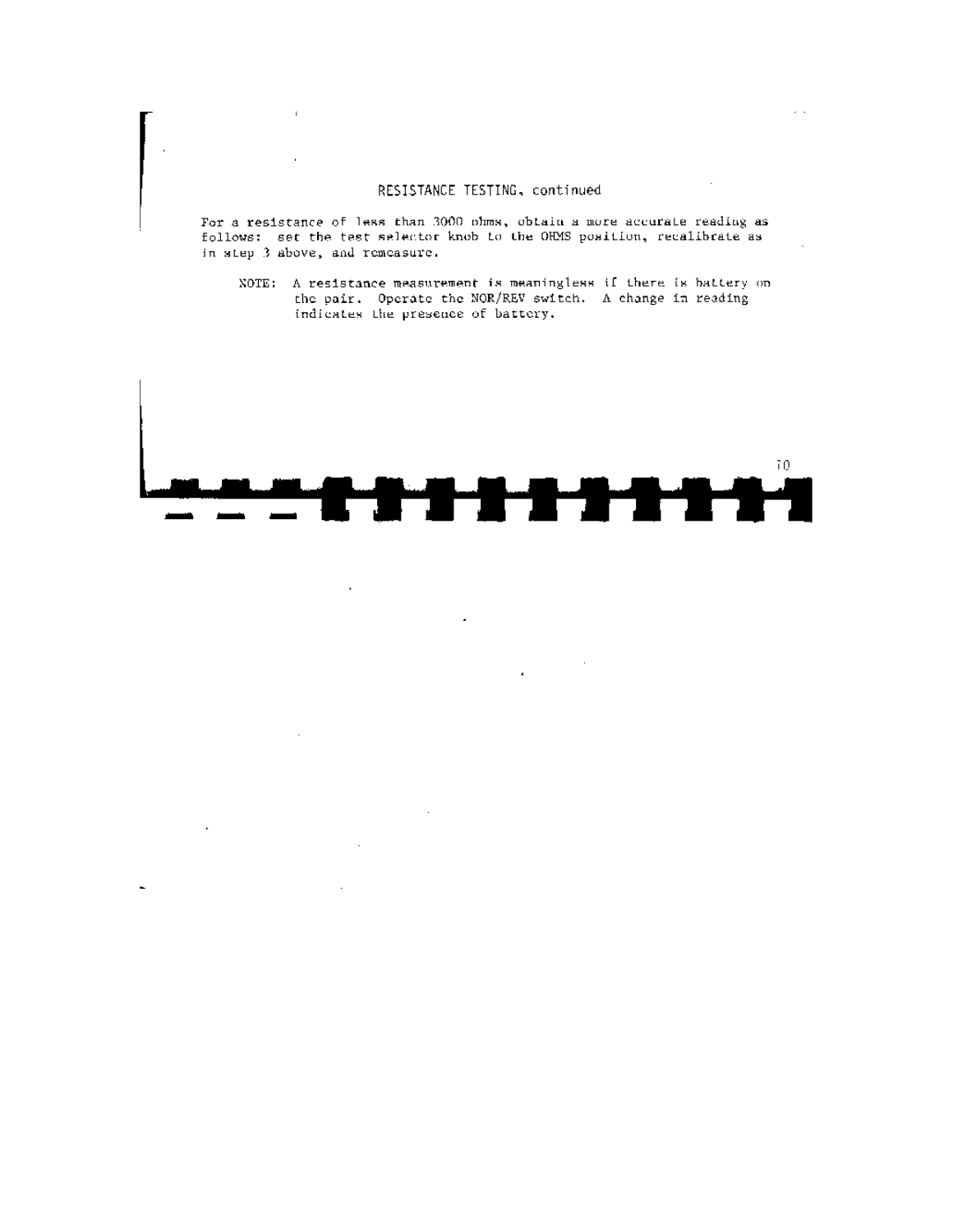## RESISTANCE TESTING, continued

For a resistance of less than 3000 ohms, obtain a more accurate reading as follows: set the test selector knob to the OHMS position, recalibrate as in step 3 above, and remeasure.

> NOTE: A resistance measurement is meaningless if there is battery on the pair. Operate the NOR/REV switch. A change in reading indicates the presence of battery.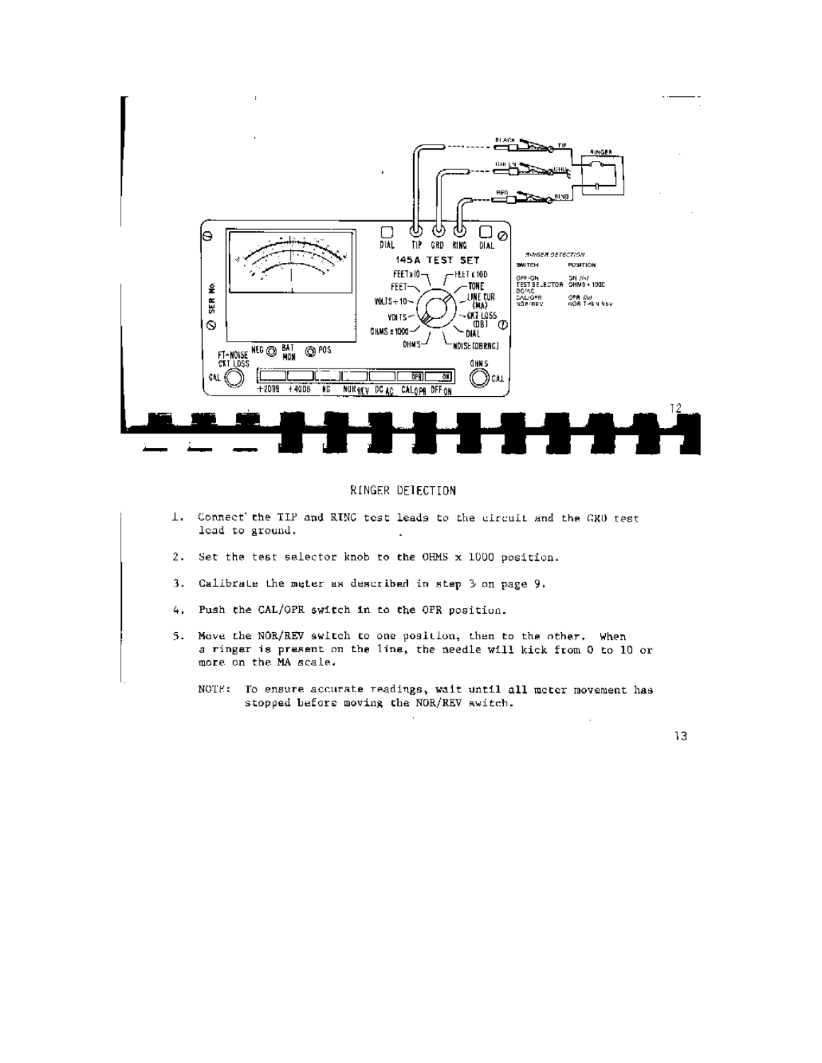# RINGER DETECTION

1. Connect the TIP and RING test leads to the circuit and the GRD test lead to ground.

2. Set the test selector knob to the OHMS x 1000 position.

3. Calibrate the meter as described in step 3 on page 9.

4. Push the CAL/OPR switch in to the OPR position.

5. Move the NOR/REV switch to one position, then to the other. When a ringer is present on the line, the needle will kick from 0 to 10 or more on the MA scale.

NOTE: To ensure accurate readings, wait until all meter movement has stopped before moving the NOR/REV switch.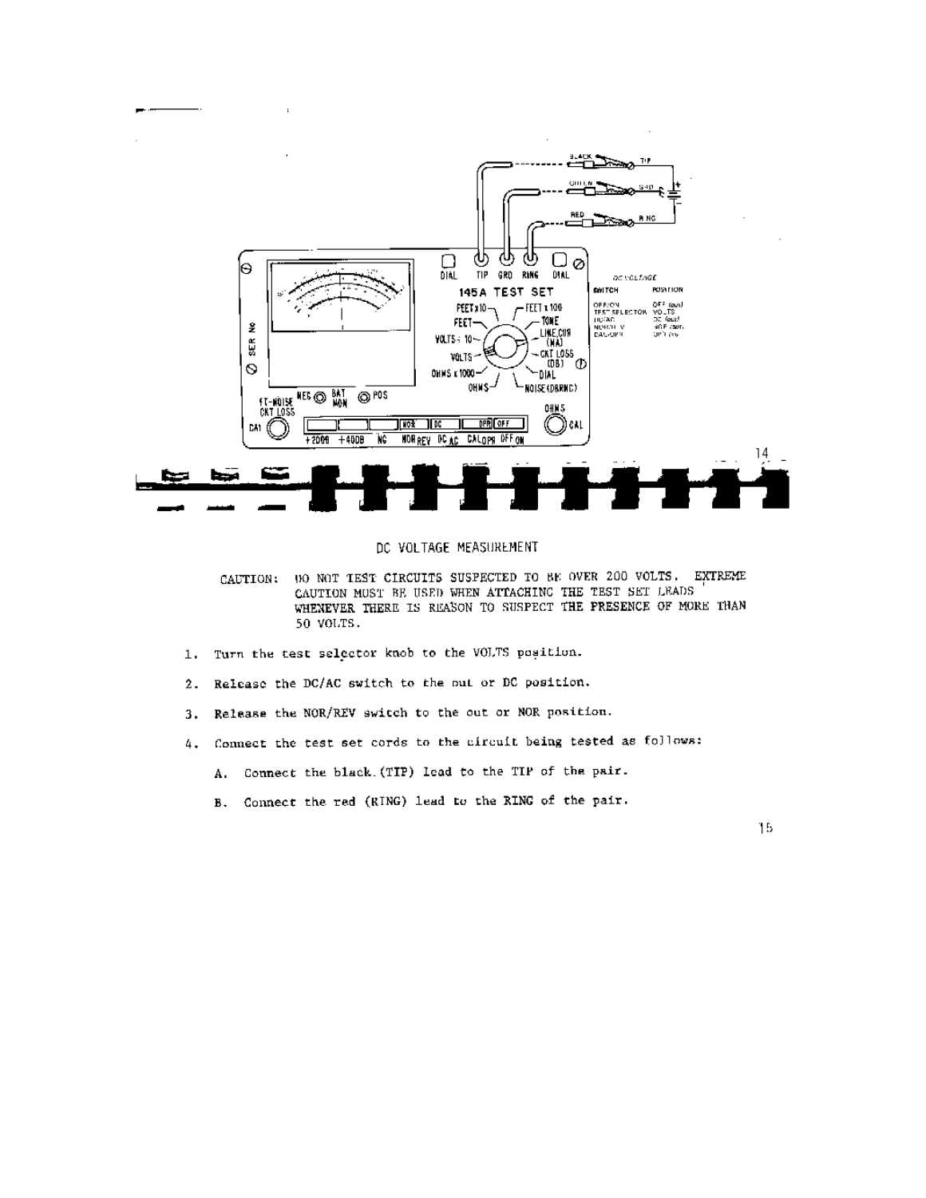## DC VOLTAGE MEASUREMENT

CAUTION: DO NOT TEST CIRCUITS SUSPECTED TO BE OVER 200 VOLTS. EXTREME CAUTION MUST BE USED WHEN ATTACHING THE TEST SET LEADS WHENEVER THERE IS REASON TO SUSPECT THE PRESENCE OF MORE THAN 50 VOLTS.

1. Turn the test selector knob to the VOLTS position.
2. Release the DC/AC switch to the out or DC position.
3. Release the NOR/REV switch to the out or NOR position.
4. Connect the test set cords to the circuit being tested as follows:
   A. Connect the black (TIP) lead to the TIP of the pair.
   B. Connect the red (RING) lead to the RING of the pair.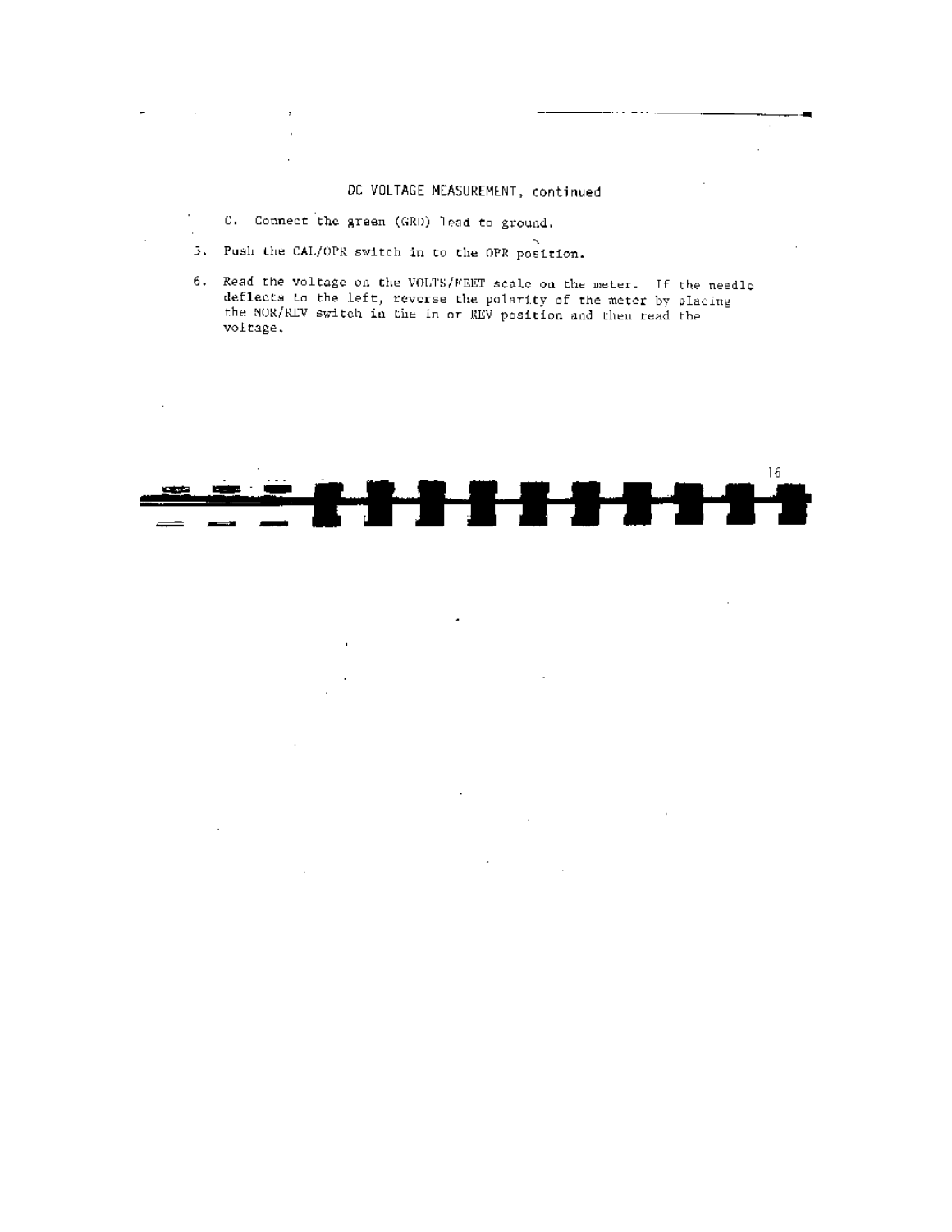## DC VOLTAGE MEASUREMENT, continued

C. Connect the green (GRD) lead to ground.

5. Push the CAL/OPR switch in to the OPR position.

6. Read the voltage on the VOLTS/FEET scale on the meter. If the needle deflects to the left, reverse the polarity of the meter by placing the NOR/REV switch in the in or REV position and then read the voltage.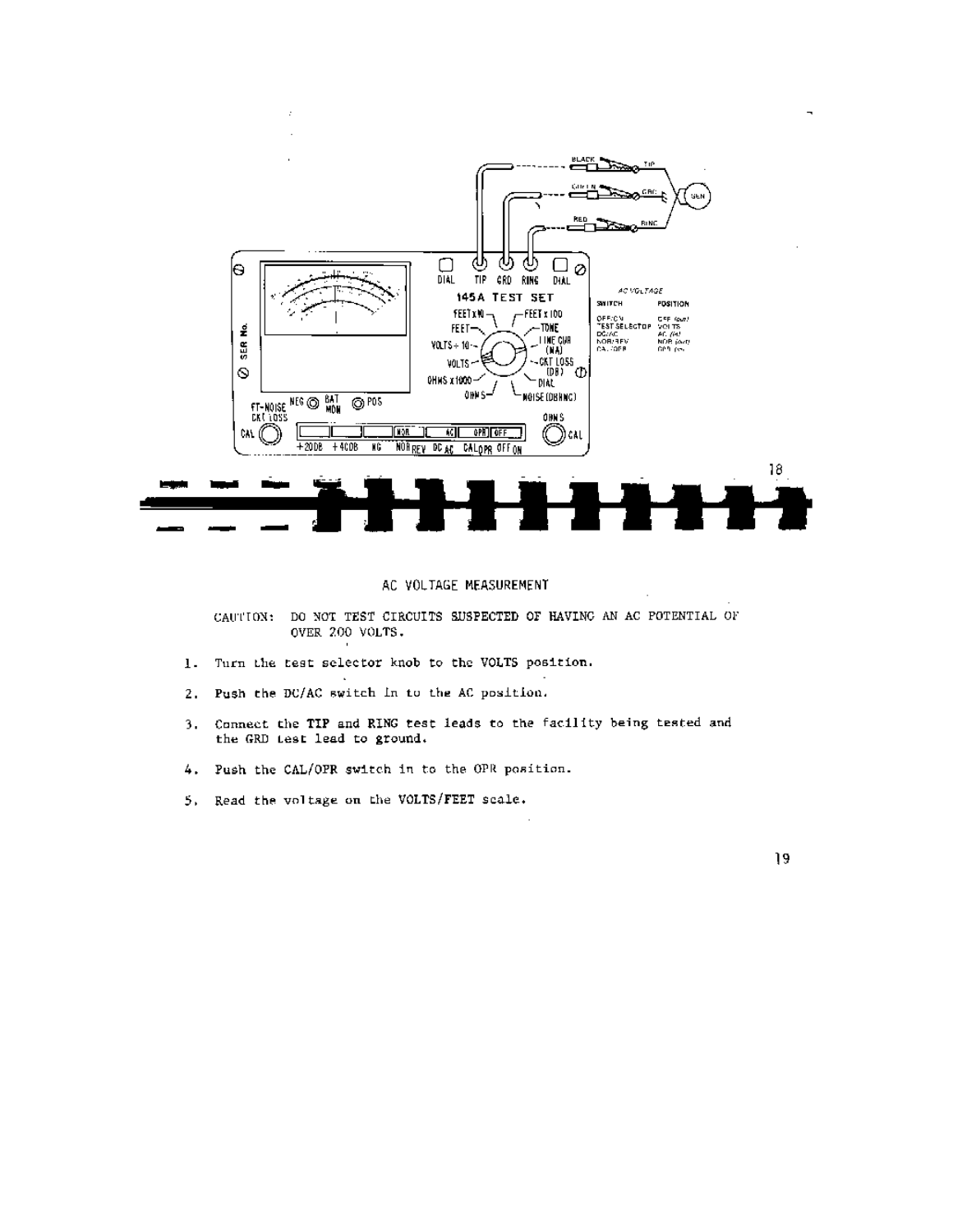## AC VOLTAGE MEASUREMENT

CAUTION: DO NOT TEST CIRCUITS SUSPECTED OF HAVING AN AC POTENTIAL OF OVER 200 VOLTS.

1. Turn the test selector knob to the VOLTS position.
2. Push the DC/AC switch in to the AC position.
3. Connect the TIP and RING test leads to the facility being tested and the GRD test lead to ground.
4. Push the CAL/OPR switch in to the OPR position.
5. Read the voltage on the VOLTS/FEET scale.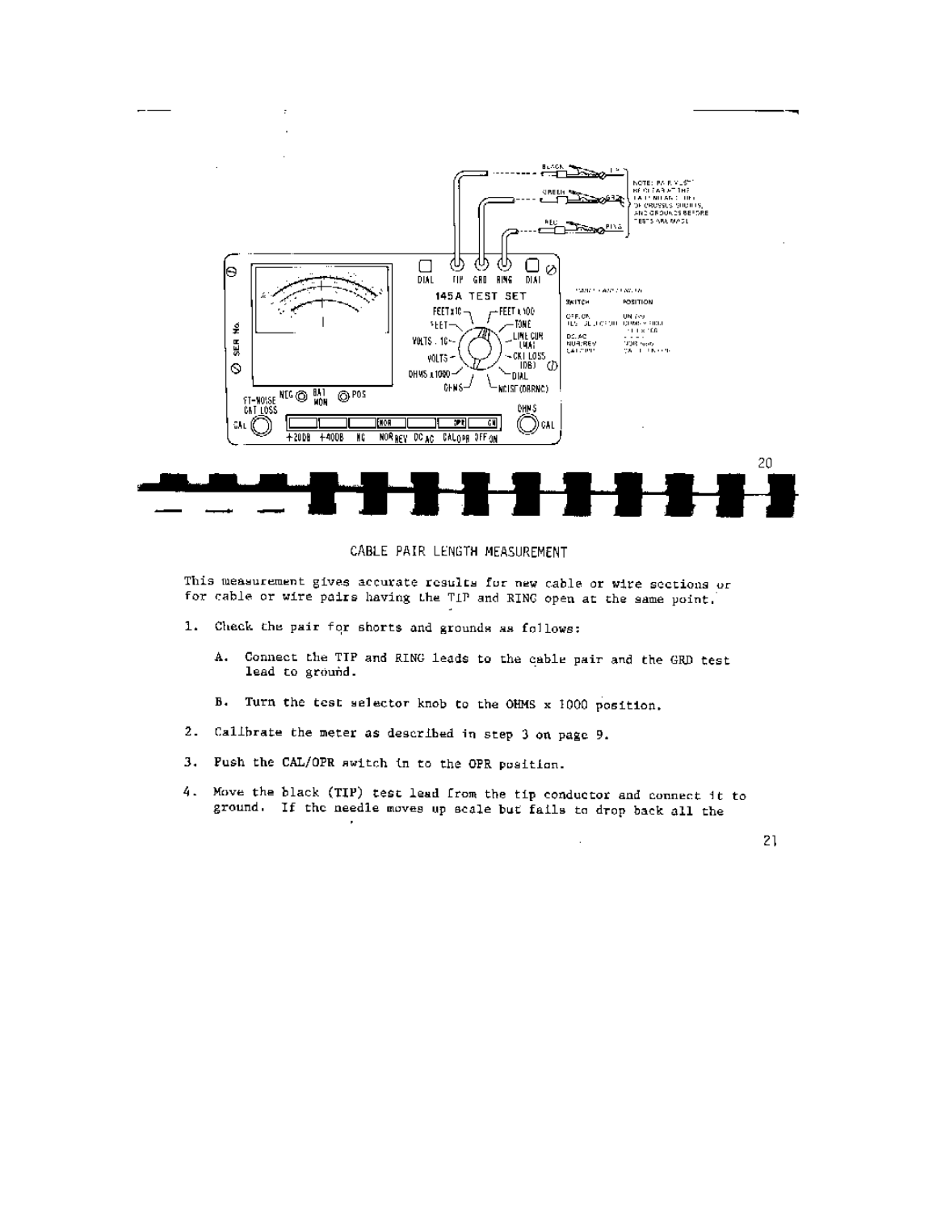## CABLE PAIR LENGTH MEASUREMENT

This measurement gives accurate results for new cable or wire sections or for cable or wire pairs having the TIP and RING open at the same point.

1. Check the pair for shorts and grounds as follows:

   A. Connect the TIP and RING leads to the cable pair and the GRD test lead to ground.

   B. Turn the test selector knob to the OHMS x 1000 position.

2. Calibrate the meter as described in step 3 on page 9.

3. Push the CAL/OPR switch in to the OPR position.

4. Move the black (TIP) test lead from the tip conductor and connect it to ground. If the needle moves up scale but fails to drop back all the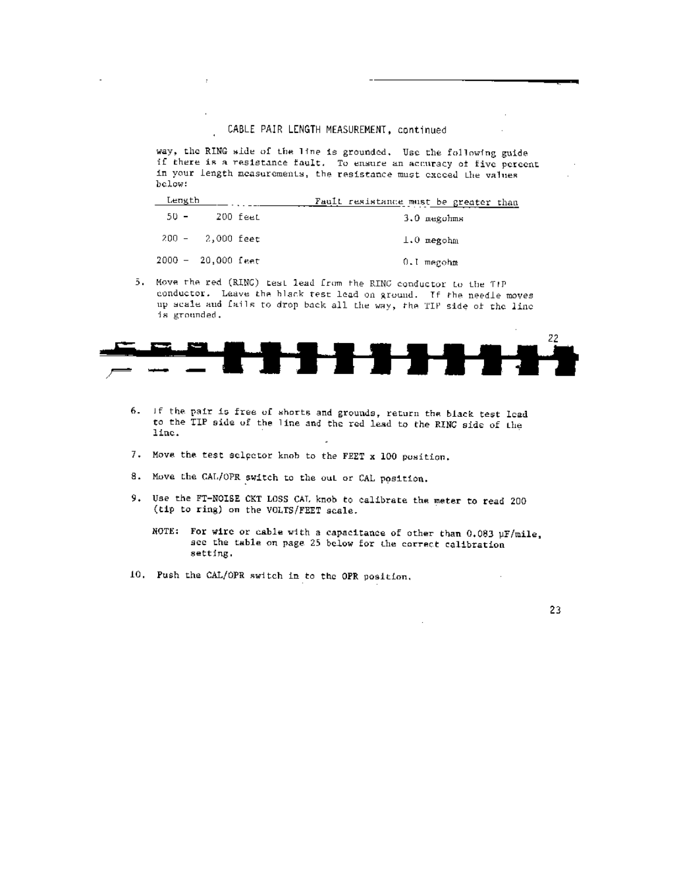## CABLE PAIR LENGTH MEASUREMENT, continued

way, the RING side of the line is grounded. Use the following guide if there is a resistance fault. To ensure an accuracy of five percent in your length measurements, the resistance must exceed the values below:

| Length | Fault resistance must be greater than |
|---|---|
| 50 - 200 feet | 3.0 megohms |
| 200 - 2,000 feet | 1.0 megohm |
| 2000 - 20,000 feet | 0.1 megohm |

5. Move the red (RING) test lead from the RING conductor to the TIP conductor. Leave the black test lead on ground. If the needle moves up scale and fails to drop back all the way, the TIP side of the line is grounded.

6. If the pair is free of shorts and grounds, return the black test lead to the TIP side of the line and the red lead to the RING side of the line.

7. Move the test selector knob to the FEET x 100 position.

8. Move the CAL/OPR switch to the out or CAL position.

9. Use the FT-NOISE CKT LOSS CAL knob to calibrate the meter to read 200 (tip to ring) on the VOLTS/FEET scale.

   **NOTE:** For wire or cable with a capacitance of other than 0.083 μF/mile, see the table on page 25 below for the correct calibration setting.

10. Push the CAL/OPR switch in to the OPR position.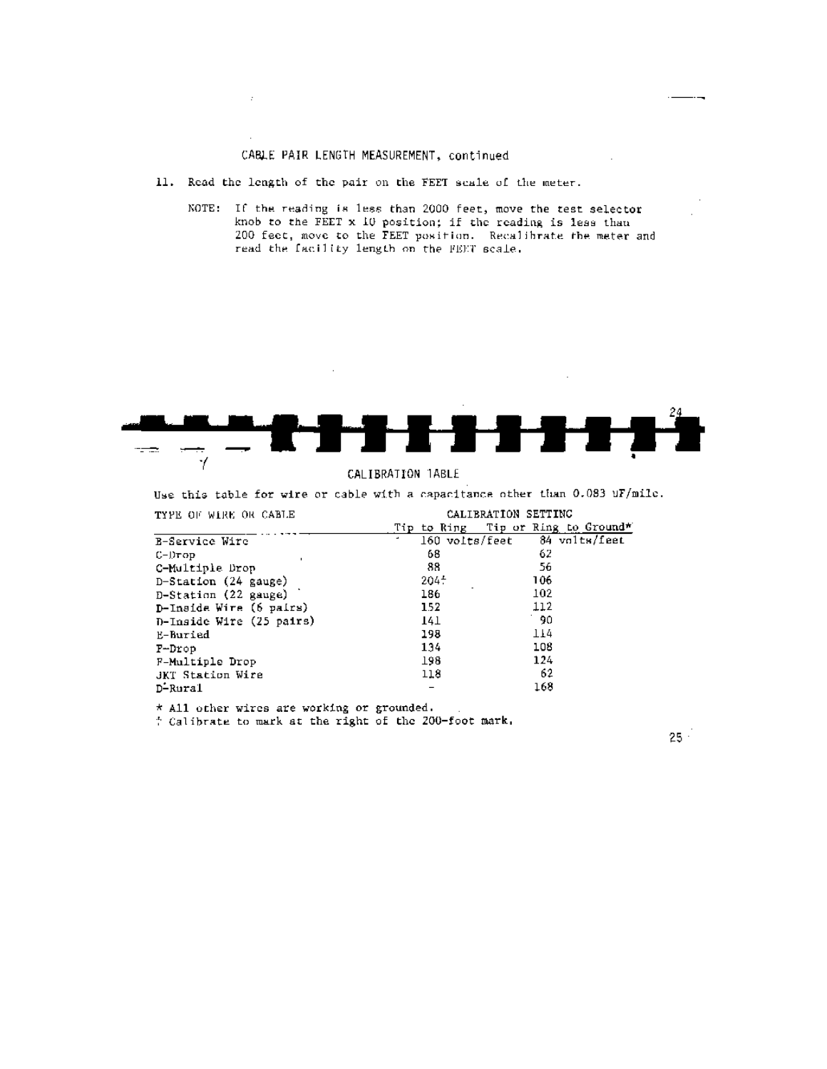CABLE PAIR LENGTH MEASUREMENT, continued

11. Read the length of the pair on the FEET scale of the meter.

    NOTE: If the reading is less than 2000 feet, move the test selector knob to the FEET x 10 position; if the reading is less than 200 feet, move to the FEET position. Recalibrate the meter and read the facility length on the FEET scale.

CALIBRATION TABLE

Use this table for wire or cable with a capacitance other than 0.083 uF/mile.

| TYPE OF WIRE OR CABLE | CALIBRATION SETTING | |
|---|---|---|
| | Tip to Ring | Tip or Ring to Ground* |
| B-Service Wire | 160 volts/feet | 84 volts/feet |
| C-Drop | 68 | 62 |
| C-Multiple Drop | 88 | 56 |
| D-Station (24 gauge) | 204† | 106 |
| D-Station (22 gauge) | 186 | 102 |
| D-Inside Wire (6 pairs) | 152 | 112 |
| D-Inside Wire (25 pairs) | 141 | 90 |
| E-Buried | 198 | 114 |
| F-Drop | 134 | 108 |
| F-Multiple Drop | 198 | 124 |
| JKT Station Wire | 118 | 62 |
| D-Rural | – | 168 |

\* All other wires are working or grounded.

† Calibrate to mark at the right of the 200-foot mark.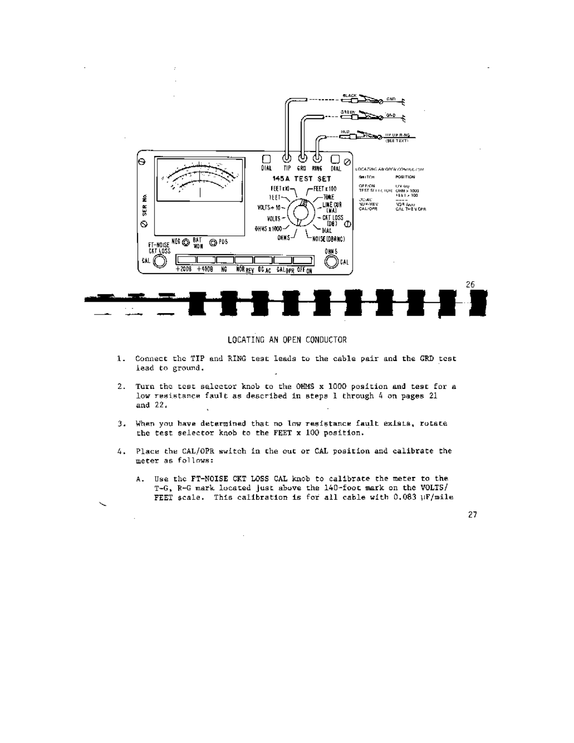LOCATING AN OPEN CONDUCTOR

1. Connect the TIP and RING test leads to the cable pair and the GRD test lead to ground.

2. Turn the test selector knob to the OHMS x 1000 position and test for a low resistance fault as described in steps 1 through 4 on pages 21 and 22.

3. When you have determined that no low resistance fault exists, rotate the test selector knob to the FEET x 100 position.

4. Place the CAL/OPR switch in the out or CAL position and calibrate the meter as follows:

   A. Use the FT-NOISE CKT LOSS CAL knob to calibrate the meter to the T-G, R-G mark located just above the 140-foot mark on the VOLTS/FEET scale. This calibration is for all cable with 0.083 μF/mile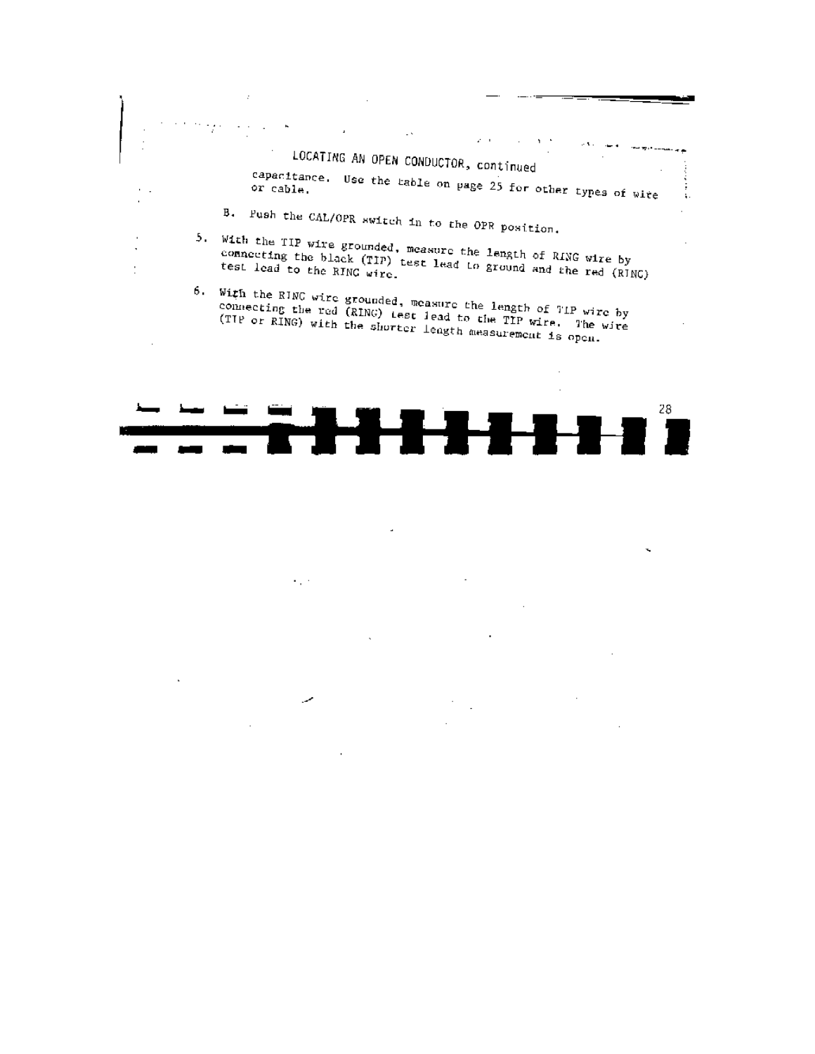## LOCATING AN OPEN CONDUCTOR, continued

capacitance. Use the table on page 25 for other types of wire or cable.

B. Push the CAL/OPR switch in to the OPR position.

5. With the TIP wire grounded, measure the length of RING wire by connecting the black (TIP) test lead to ground and the red (RING) test lead to the RING wire.

6. With the RING wire grounded, measure the length of TIP wire by connecting the red (RING) test lead to the TIP wire. The wire (TIP or RING) with the shorter length measurement is open.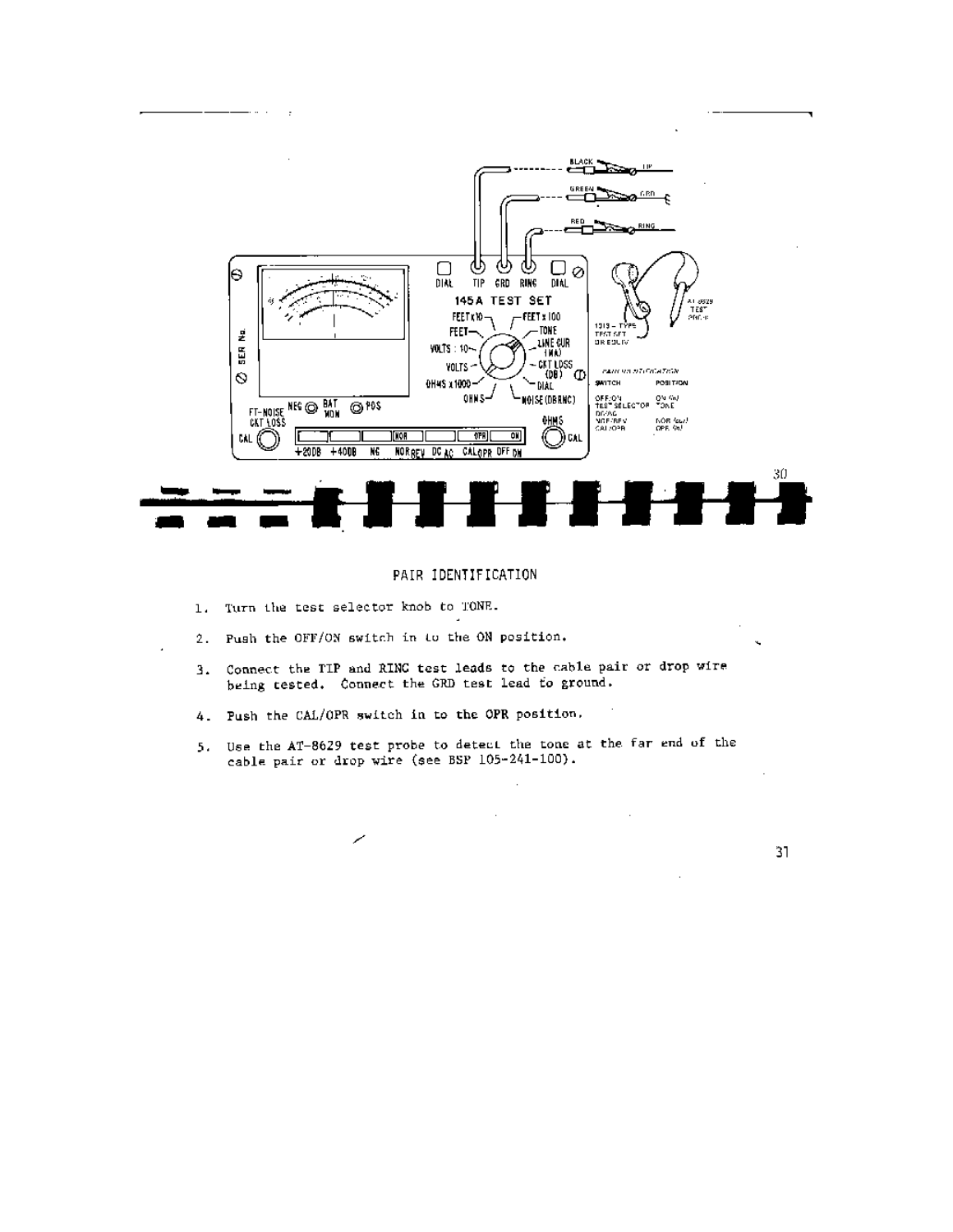## PAIR IDENTIFICATION

1. Turn the test selector knob to TONE.

2. Push the OFF/ON switch in to the ON position.

3. Connect the TIP and RING test leads to the cable pair or drop wire being tested. Connect the GRD test lead to ground.

4. Push the CAL/OPR switch in to the OPR position.

5. Use the AT-8629 test probe to detect the tone at the far end of the cable pair or drop wire (see BSP 105-241-100).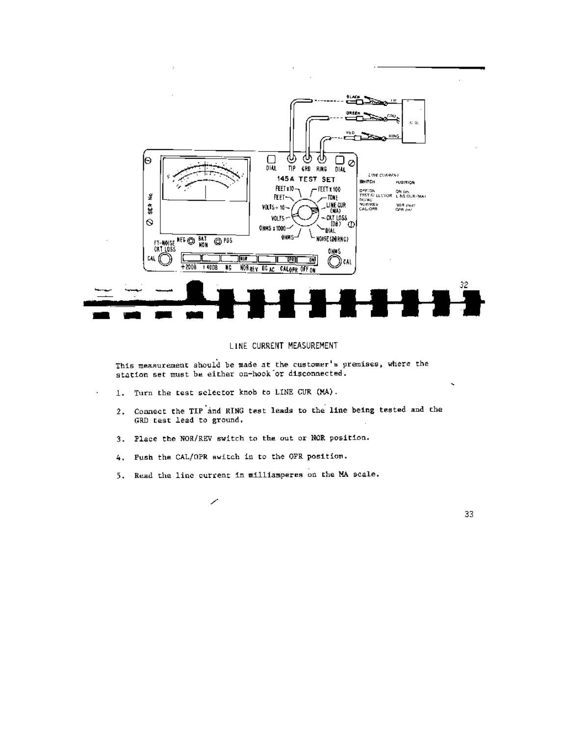## LINE CURRENT MEASUREMENT

This measurement should be made at the customer's premises, where the station set must be either on-hook or disconnected.

1. Turn the test selector knob to LINE CUR (MA).

2. Connect the TIP and RING test leads to the line being tested and the GRD test lead to ground.

3. Place the NOR/REV switch to the out or NOR position.

4. Push the CAL/OPR switch in to the OPR position.

5. Read the line current in milliamperes on the MA scale.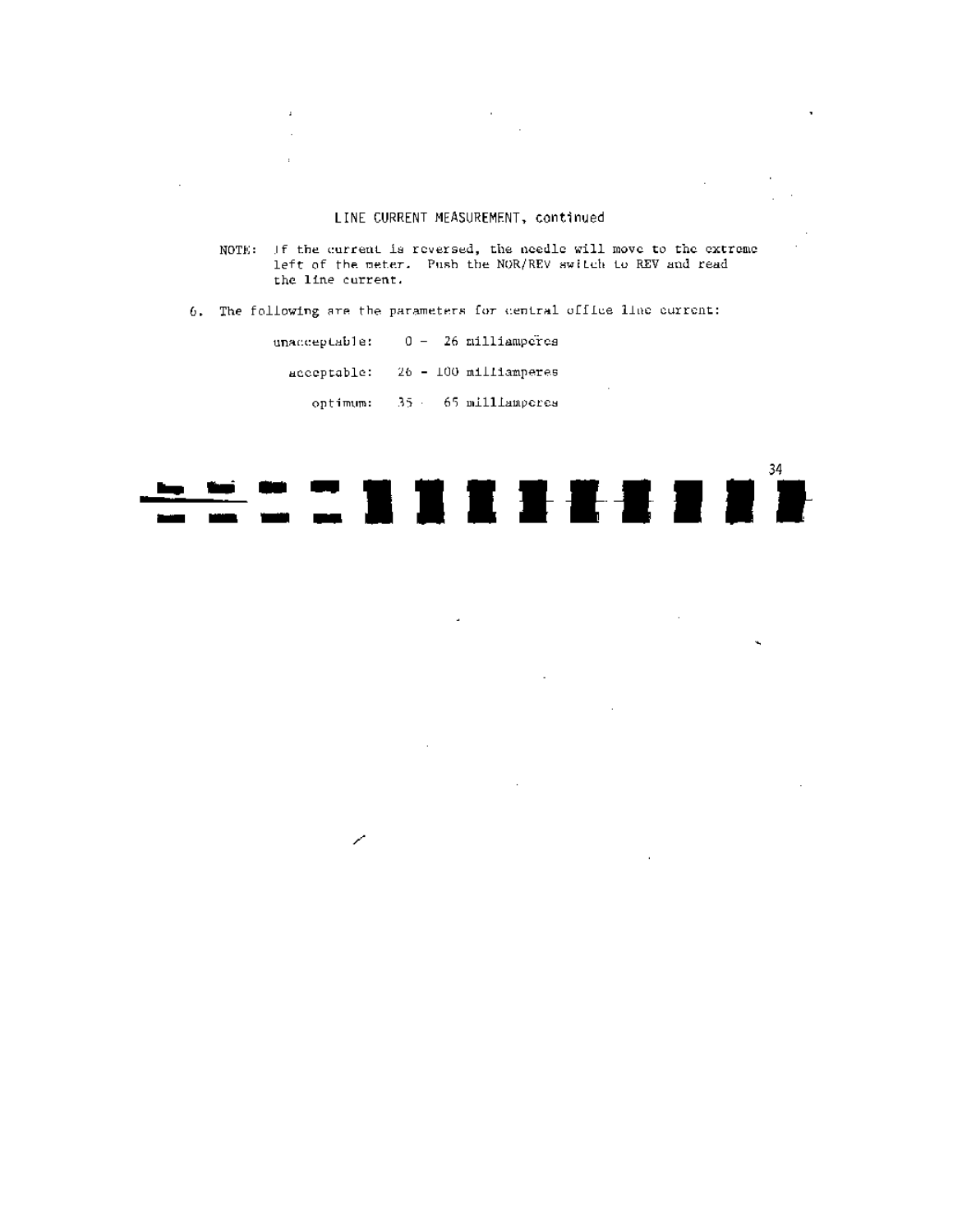LINE CURRENT MEASUREMENT, continued

NOTE: If the current is reversed, the needle will move to the extreme left of the meter. Push the NOR/REV switch to REV and read the line current.

6. The following are the parameters for central office line current:

| | |
|---|---|
| unacceptable: | 0 - 26 milliamperes |
| acceptable: | 26 - 100 milliamperes |
| optimum: | 35 - 65 milliamperes |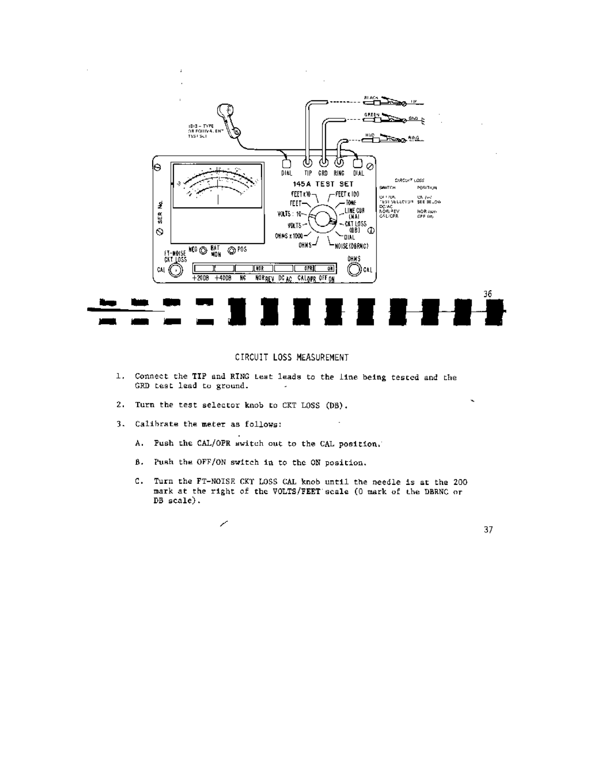## CIRCUIT LOSS MEASUREMENT

1. Connect the TIP and RING test leads to the line being tested and the GRD test lead to ground.

2. Turn the test selector knob to CKT LOSS (DB).

3. Calibrate the meter as follows:

   A. Push the CAL/OPR switch out to the CAL position.

   B. Push the OFF/ON switch in to the ON position.

   C. Turn the FT-NOISE CKT LOSS CAL knob until the needle is at the 200 mark at the right of the VOLTS/FEET scale (0 mark of the DBRNC or DB scale).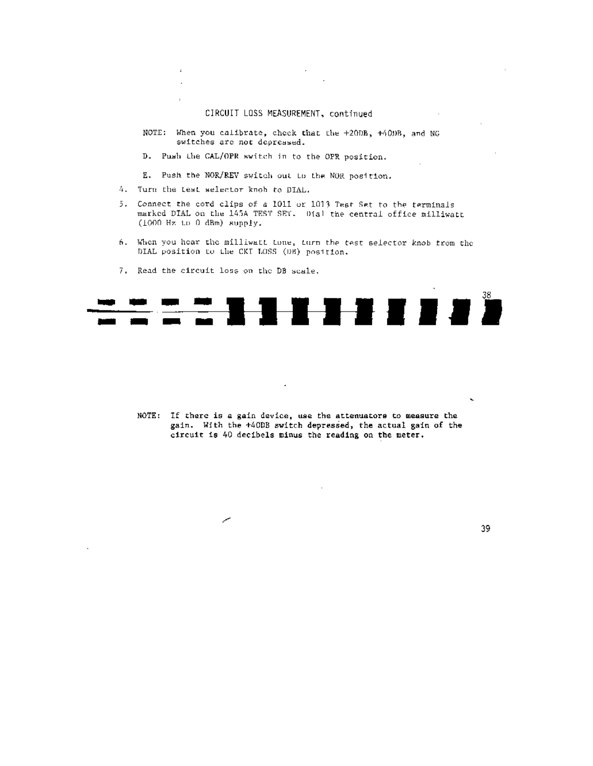CIRCUIT LOSS MEASUREMENT, continued

NOTE: When you calibrate, check that the +20DB, +40DB, and NG switches are not depressed.

D. Push the CAL/OPR switch in to the OPR position.

E. Push the NOR/REV switch out to the NOR position.

4. Turn the test selector knob to DIAL.

5. Connect the cord clips of a 1011 or 1013 Test Set to the terminals marked DIAL on the 145A TEST SET. Dial the central office milliwatt (1000 Hz to 0 dBm) supply.

6. When you hear the milliwatt tone, turn the test selector knob from the DIAL position to the CKT LOSS (DB) position.

7. Read the circuit loss on the DB scale.

**NOTE: If there is a gain device, use the attenuators to measure the gain. With the +40DB switch depressed, the actual gain of the circuit is 40 decibels minus the reading on the meter.**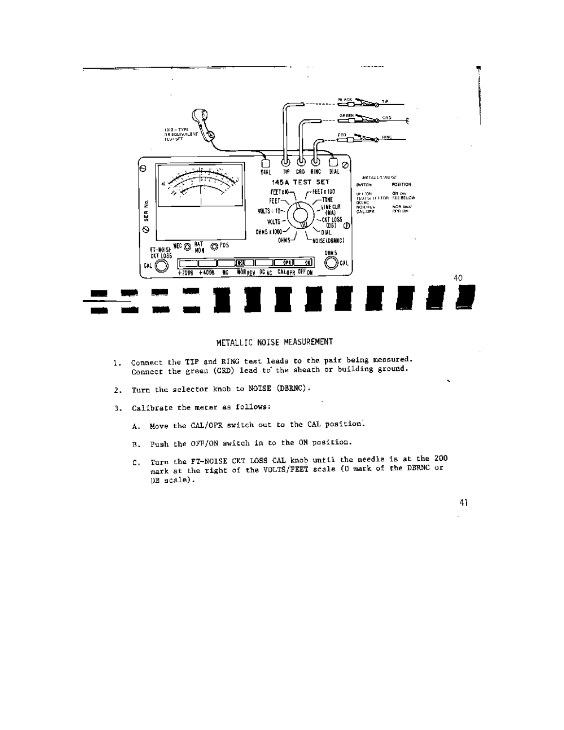## METALLIC NOISE MEASUREMENT

1. Connect the TIP and RING test leads to the pair being measured. Connect the green (GRD) lead to the sheath or building ground.

2. Turn the selector knob to NOISE (DBRNC).

3. Calibrate the meter as follows:

   A. Move the CAL/OPR switch out to the CAL position.

   B. Push the OFF/ON switch in to the ON position.

   C. Turn the FT-NOISE CKT LOSS CAL knob until the needle is at the 200 mark at the right of the VOLTS/FEET scale (0 mark of the DBRNC or DB scale).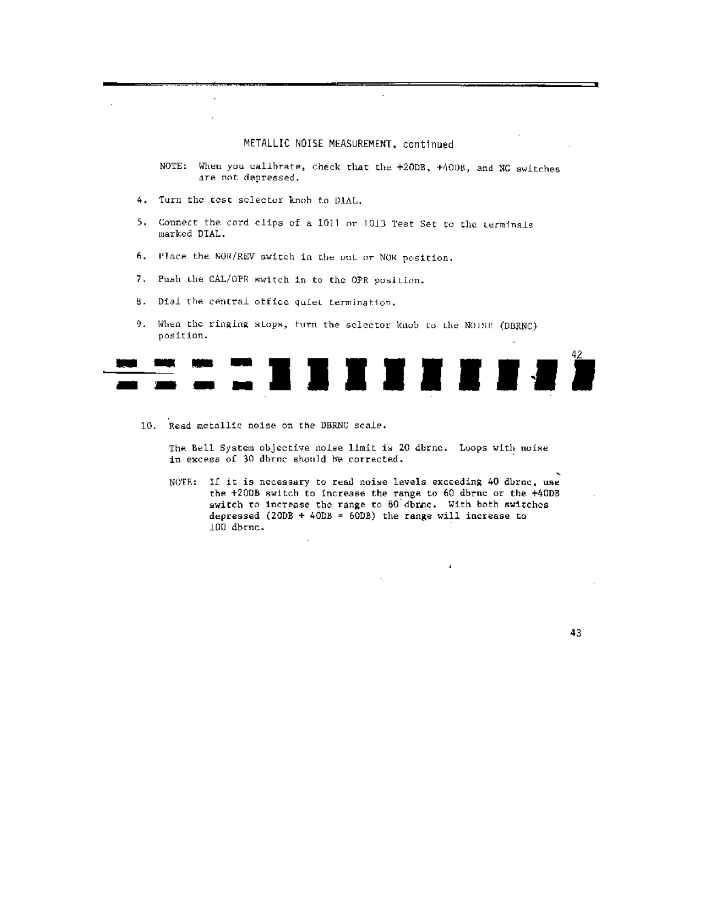## METALLIC NOISE MEASUREMENT, continued

NOTE: When you calibrate, check that the +20DB, +40DB, and NC switches are not depressed.

4. Turn the test selector knob to DIAL.
5. Connect the cord clips of a 1011 or 1013 Test Set to the terminals marked DIAL.
6. Place the NOR/REV switch in the out or NOR position.
7. Push the CAL/OPR switch in to the OPR position.
8. Dial the central office quiet termination.
9. When the ringing stops, turn the selector knob to the NOISE (DBRNC) position.

10. Read metallic noise on the DBRNC scale.

The Bell System objective noise limit is 20 dbrnc. Loops with noise in excess of 30 dbrnc should be corrected.

NOTE: If it is necessary to read noise levels exceeding 40 dbrnc, use the +20DB switch to increase the range to 60 dbrnc or the +40DB switch to increase the range to 80 dbrnc. With both switches depressed (20DB + 40DB = 60DB) the range will increase to 100 dbrnc.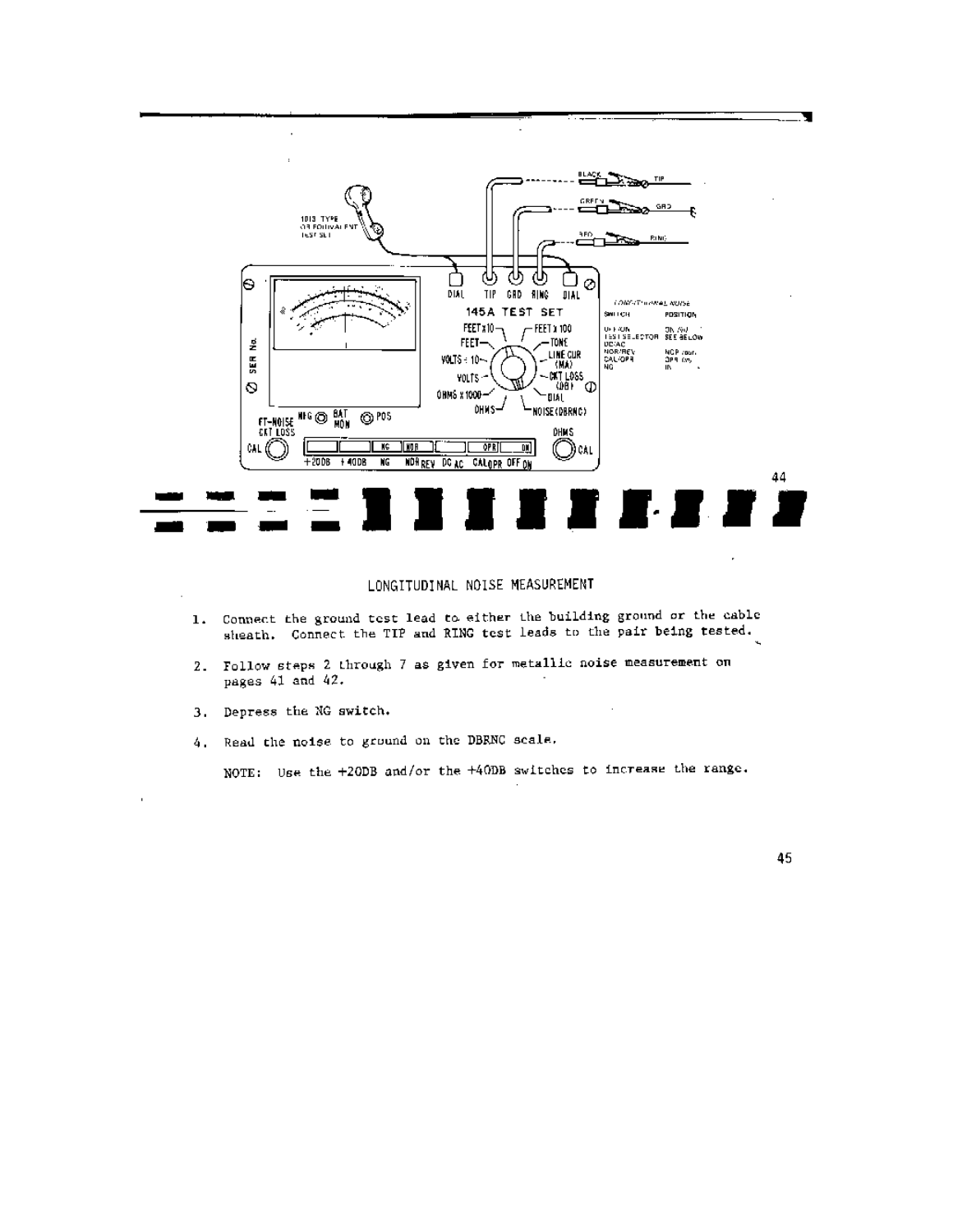## LONGITUDINAL NOISE MEASUREMENT

1. Connect the ground test lead to either the building ground or the cable sheath. Connect the TIP and RING test leads to the pair being tested.

2. Follow steps 2 through 7 as given for metallic noise measurement on pages 41 and 42.

3. Depress the NG switch.

4. Read the noise to ground on the DBRNC scale.

NOTE: Use the +20DB and/or the +40DB switches to increase the range.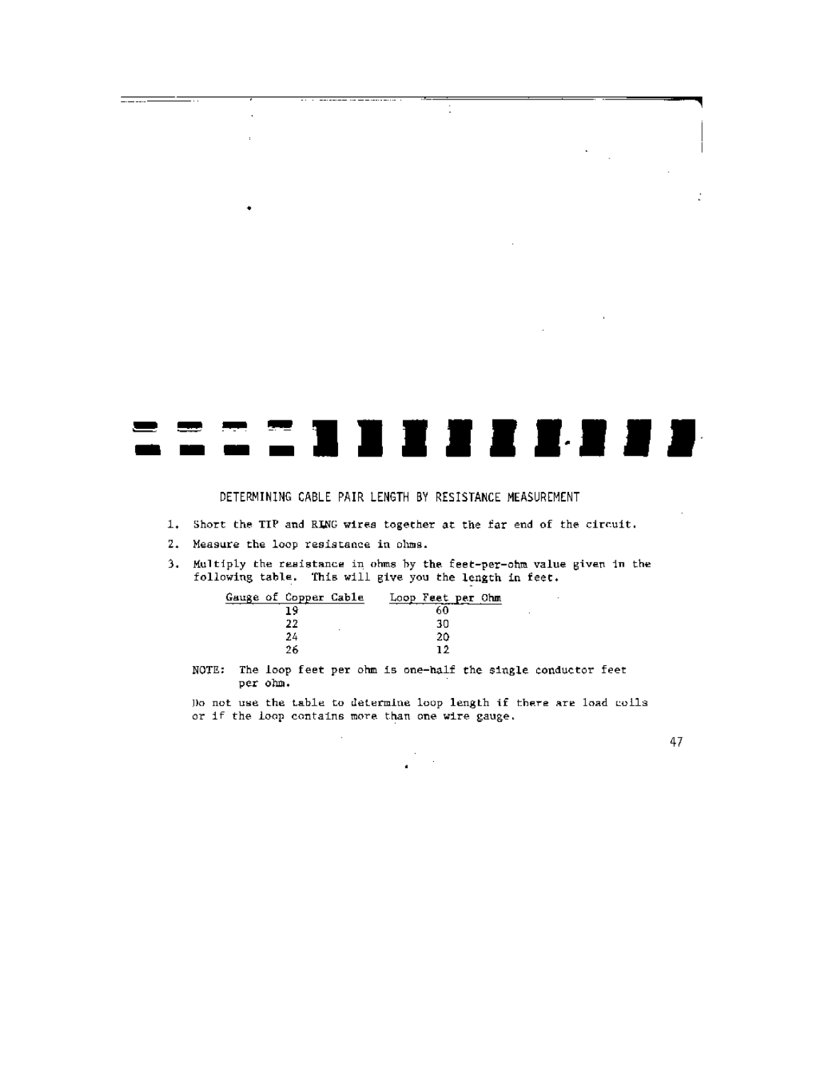## DETERMINING CABLE PAIR LENGTH BY RESISTANCE MEASUREMENT

1. Short the TIP and RING wires together at the far end of the circuit.
2. Measure the loop resistance in ohms.
3. Multiply the resistance in ohms by the feet-per-ohm value given in the following table. This will give you the length in feet.

| Gauge of Copper Cable | Loop Feet per Ohm |
|---|---|
| 19 | 60 |
| 22 | 30 |
| 24 | 20 |
| 26 | 12 |

NOTE: The loop feet per ohm is one-half the single conductor feet per ohm.

Do not use the table to determine loop length if there are load coils or if the loop contains more than one wire gauge.